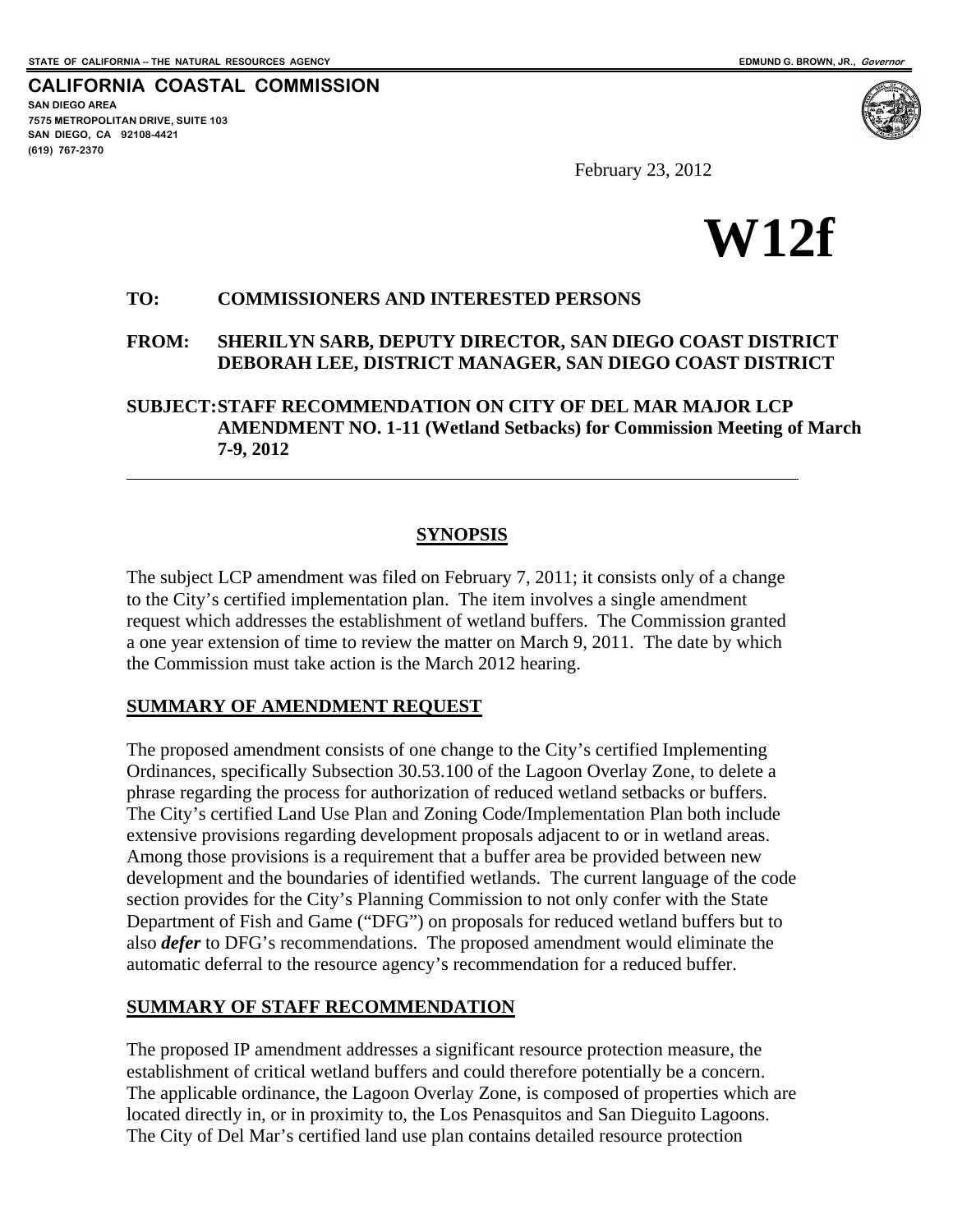STATE OF CALIFORNIA -- THE NATURAL RESOURCES AGENCY EDMUND G. BROWN, JR., *Governor*

**CALIFORNIA COASTAL COMMISSION**
SAN DIEGO AREA
7575 METROPOLITAN DRIVE, SUITE 103
SAN DIEGO, CA 92108-4421
(619) 767-2370

February 23, 2012

# W12f

**TO:** **COMMISSIONERS AND INTERESTED PERSONS**

**FROM:** **SHERILYN SARB, DEPUTY DIRECTOR, SAN DIEGO COAST DISTRICT**
**DEBORAH LEE, DISTRICT MANAGER, SAN DIEGO COAST DISTRICT**

**SUBJECT: STAFF RECOMMENDATION ON CITY OF DEL MAR MAJOR LCP AMENDMENT NO. 1-11 (Wetland Setbacks) for Commission Meeting of March 7-9, 2012**

---

## SYNOPSIS

The subject LCP amendment was filed on February 7, 2011; it consists only of a change to the City's certified implementation plan. The item involves a single amendment request which addresses the establishment of wetland buffers. The Commission granted a one year extension of time to review the matter on March 9, 2011. The date by which the Commission must take action is the March 2012 hearing.

## SUMMARY OF AMENDMENT REQUEST

The proposed amendment consists of one change to the City's certified Implementing Ordinances, specifically Subsection 30.53.100 of the Lagoon Overlay Zone, to delete a phrase regarding the process for authorization of reduced wetland setbacks or buffers. The City's certified Land Use Plan and Zoning Code/Implementation Plan both include extensive provisions regarding development proposals adjacent to or in wetland areas. Among those provisions is a requirement that a buffer area be provided between new development and the boundaries of identified wetlands. The current language of the code section provides for the City's Planning Commission to not only confer with the State Department of Fish and Game ("DFG") on proposals for reduced wetland buffers but to also ***defer*** to DFG's recommendations. The proposed amendment would eliminate the automatic deferral to the resource agency's recommendation for a reduced buffer.

## SUMMARY OF STAFF RECOMMENDATION

The proposed IP amendment addresses a significant resource protection measure, the establishment of critical wetland buffers and could therefore potentially be a concern. The applicable ordinance, the Lagoon Overlay Zone, is composed of properties which are located directly in, or in proximity to, the Los Penasquitos and San Dieguito Lagoons. The City of Del Mar's certified land use plan contains detailed resource protection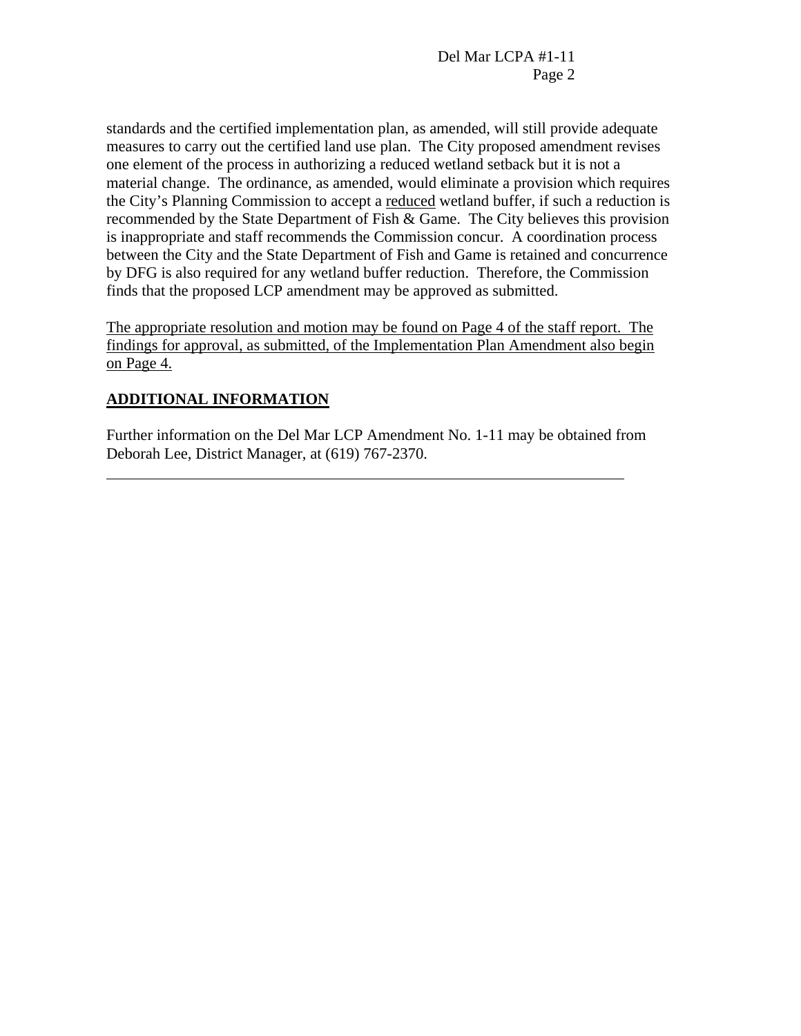standards and the certified implementation plan, as amended, will still provide adequate measures to carry out the certified land use plan. The City proposed amendment revises one element of the process in authorizing a reduced wetland setback but it is not a material change. The ordinance, as amended, would eliminate a provision which requires the City's Planning Commission to accept a <u>reduced</u> wetland buffer, if such a reduction is recommended by the State Department of Fish & Game. The City believes this provision is inappropriate and staff recommends the Commission concur. A coordination process between the City and the State Department of Fish and Game is retained and concurrence by DFG is also required for any wetland buffer reduction. Therefore, the Commission finds that the proposed LCP amendment may be approved as submitted.

<u>The appropriate resolution and motion may be found on Page 4 of the staff report. The findings for approval, as submitted, of the Implementation Plan Amendment also begin on Page 4.</u>

## ADDITIONAL INFORMATION

Further information on the Del Mar LCP Amendment No. 1-11 may be obtained from Deborah Lee, District Manager, at (619) 767-2370.

---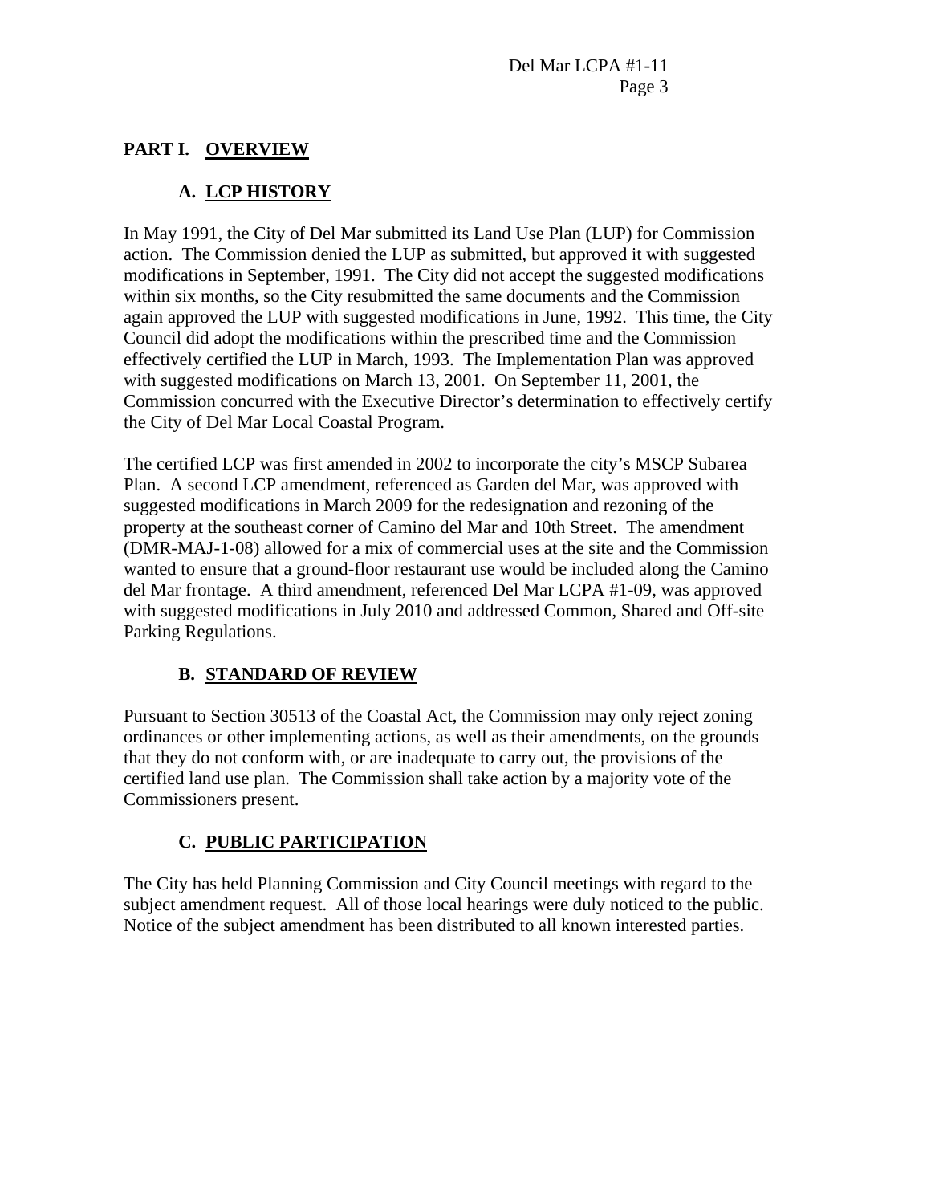## PART I. OVERVIEW

### A. LCP HISTORY

In May 1991, the City of Del Mar submitted its Land Use Plan (LUP) for Commission action. The Commission denied the LUP as submitted, but approved it with suggested modifications in September, 1991. The City did not accept the suggested modifications within six months, so the City resubmitted the same documents and the Commission again approved the LUP with suggested modifications in June, 1992. This time, the City Council did adopt the modifications within the prescribed time and the Commission effectively certified the LUP in March, 1993. The Implementation Plan was approved with suggested modifications on March 13, 2001. On September 11, 2001, the Commission concurred with the Executive Director's determination to effectively certify the City of Del Mar Local Coastal Program.

The certified LCP was first amended in 2002 to incorporate the city's MSCP Subarea Plan. A second LCP amendment, referenced as Garden del Mar, was approved with suggested modifications in March 2009 for the redesignation and rezoning of the property at the southeast corner of Camino del Mar and 10th Street. The amendment (DMR-MAJ-1-08) allowed for a mix of commercial uses at the site and the Commission wanted to ensure that a ground-floor restaurant use would be included along the Camino del Mar frontage. A third amendment, referenced Del Mar LCPA #1-09, was approved with suggested modifications in July 2010 and addressed Common, Shared and Off-site Parking Regulations.

### B. STANDARD OF REVIEW

Pursuant to Section 30513 of the Coastal Act, the Commission may only reject zoning ordinances or other implementing actions, as well as their amendments, on the grounds that they do not conform with, or are inadequate to carry out, the provisions of the certified land use plan. The Commission shall take action by a majority vote of the Commissioners present.

### C. PUBLIC PARTICIPATION

The City has held Planning Commission and City Council meetings with regard to the subject amendment request. All of those local hearings were duly noticed to the public. Notice of the subject amendment has been distributed to all known interested parties.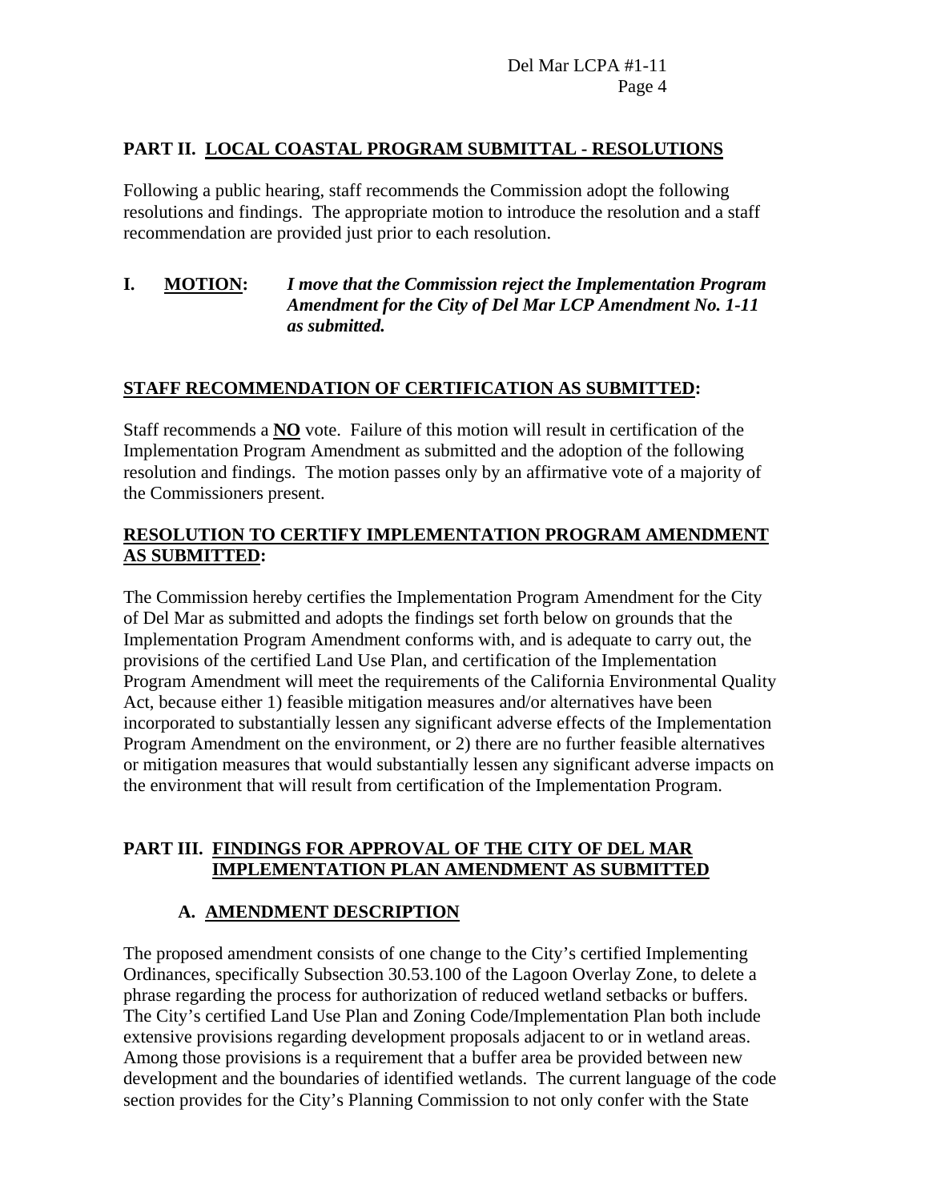## PART II. LOCAL COASTAL PROGRAM SUBMITTAL - RESOLUTIONS

Following a public hearing, staff recommends the Commission adopt the following resolutions and findings. The appropriate motion to introduce the resolution and a staff recommendation are provided just prior to each resolution.

**I. MOTION:** ***I move that the Commission reject the Implementation Program Amendment for the City of Del Mar LCP Amendment No. 1-11 as submitted.***

### STAFF RECOMMENDATION OF CERTIFICATION AS SUBMITTED:

Staff recommends a **NO** vote. Failure of this motion will result in certification of the Implementation Program Amendment as submitted and the adoption of the following resolution and findings. The motion passes only by an affirmative vote of a majority of the Commissioners present.

### RESOLUTION TO CERTIFY IMPLEMENTATION PROGRAM AMENDMENT AS SUBMITTED:

The Commission hereby certifies the Implementation Program Amendment for the City of Del Mar as submitted and adopts the findings set forth below on grounds that the Implementation Program Amendment conforms with, and is adequate to carry out, the provisions of the certified Land Use Plan, and certification of the Implementation Program Amendment will meet the requirements of the California Environmental Quality Act, because either 1) feasible mitigation measures and/or alternatives have been incorporated to substantially lessen any significant adverse effects of the Implementation Program Amendment on the environment, or 2) there are no further feasible alternatives or mitigation measures that would substantially lessen any significant adverse impacts on the environment that will result from certification of the Implementation Program.

## PART III. FINDINGS FOR APPROVAL OF THE CITY OF DEL MAR IMPLEMENTATION PLAN AMENDMENT AS SUBMITTED

### A. AMENDMENT DESCRIPTION

The proposed amendment consists of one change to the City's certified Implementing Ordinances, specifically Subsection 30.53.100 of the Lagoon Overlay Zone, to delete a phrase regarding the process for authorization of reduced wetland setbacks or buffers. The City's certified Land Use Plan and Zoning Code/Implementation Plan both include extensive provisions regarding development proposals adjacent to or in wetland areas. Among those provisions is a requirement that a buffer area be provided between new development and the boundaries of identified wetlands. The current language of the code section provides for the City's Planning Commission to not only confer with the State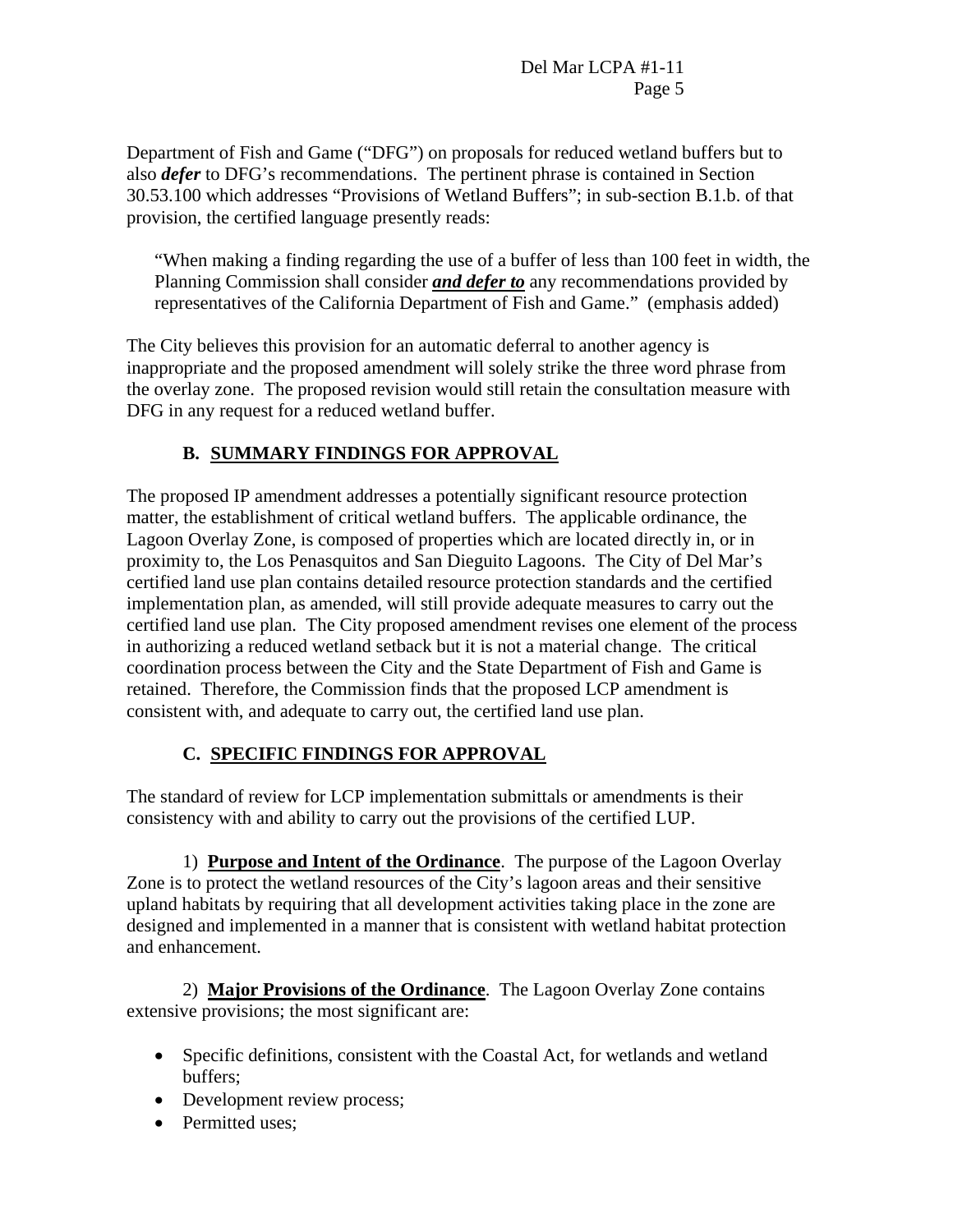Department of Fish and Game ("DFG") on proposals for reduced wetland buffers but to also ***defer*** to DFG's recommendations. The pertinent phrase is contained in Section 30.53.100 which addresses "Provisions of Wetland Buffers"; in sub-section B.1.b. of that provision, the certified language presently reads:

> "When making a finding regarding the use of a buffer of less than 100 feet in width, the Planning Commission shall consider ***and defer to*** any recommendations provided by representatives of the California Department of Fish and Game." (emphasis added)

The City believes this provision for an automatic deferral to another agency is inappropriate and the proposed amendment will solely strike the three word phrase from the overlay zone. The proposed revision would still retain the consultation measure with DFG in any request for a reduced wetland buffer.

### B. SUMMARY FINDINGS FOR APPROVAL

The proposed IP amendment addresses a potentially significant resource protection matter, the establishment of critical wetland buffers. The applicable ordinance, the Lagoon Overlay Zone, is composed of properties which are located directly in, or in proximity to, the Los Penasquitos and San Dieguito Lagoons. The City of Del Mar's certified land use plan contains detailed resource protection standards and the certified implementation plan, as amended, will still provide adequate measures to carry out the certified land use plan. The City proposed amendment revises one element of the process in authorizing a reduced wetland setback but it is not a material change. The critical coordination process between the City and the State Department of Fish and Game is retained. Therefore, the Commission finds that the proposed LCP amendment is consistent with, and adequate to carry out, the certified land use plan.

### C. SPECIFIC FINDINGS FOR APPROVAL

The standard of review for LCP implementation submittals or amendments is their consistency with and ability to carry out the provisions of the certified LUP.

1) **Purpose and Intent of the Ordinance**. The purpose of the Lagoon Overlay Zone is to protect the wetland resources of the City's lagoon areas and their sensitive upland habitats by requiring that all development activities taking place in the zone are designed and implemented in a manner that is consistent with wetland habitat protection and enhancement.

2) **Major Provisions of the Ordinance**. The Lagoon Overlay Zone contains extensive provisions; the most significant are:

- Specific definitions, consistent with the Coastal Act, for wetlands and wetland buffers;
- Development review process;
- Permitted uses;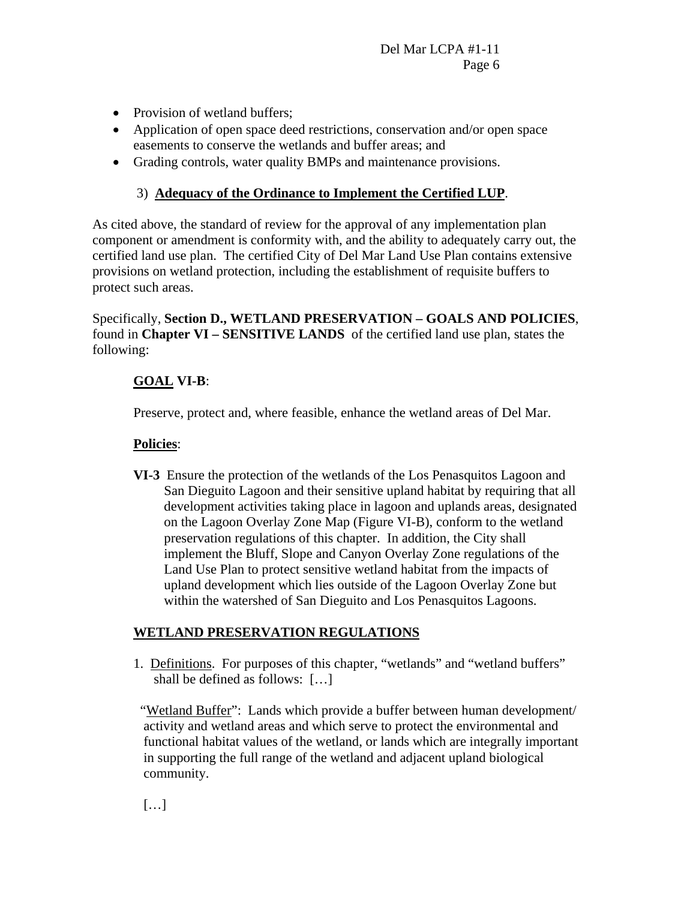- Provision of wetland buffers;
- Application of open space deed restrictions, conservation and/or open space easements to conserve the wetlands and buffer areas; and
- Grading controls, water quality BMPs and maintenance provisions.

### 3) **Adequacy of the Ordinance to Implement the Certified LUP**.

As cited above, the standard of review for the approval of any implementation plan component or amendment is conformity with, and the ability to adequately carry out, the certified land use plan. The certified City of Del Mar Land Use Plan contains extensive provisions on wetland protection, including the establishment of requisite buffers to protect such areas.

Specifically, **Section D., WETLAND PRESERVATION – GOALS AND POLICIES**, found in **Chapter VI – SENSITIVE LANDS** of the certified land use plan, states the following:

**GOAL VI-B**:

Preserve, protect and, where feasible, enhance the wetland areas of Del Mar.

**Policies**:

**VI-3** Ensure the protection of the wetlands of the Los Penasquitos Lagoon and San Dieguito Lagoon and their sensitive upland habitat by requiring that all development activities taking place in lagoon and uplands areas, designated on the Lagoon Overlay Zone Map (Figure VI-B), conform to the wetland preservation regulations of this chapter. In addition, the City shall implement the Bluff, Slope and Canyon Overlay Zone regulations of the Land Use Plan to protect sensitive wetland habitat from the impacts of upland development which lies outside of the Lagoon Overlay Zone but within the watershed of San Dieguito and Los Penasquitos Lagoons.

**WETLAND PRESERVATION REGULATIONS**

1. Definitions. For purposes of this chapter, "wetlands" and "wetland buffers" shall be defined as follows: […]

"Wetland Buffer": Lands which provide a buffer between human development/ activity and wetland areas and which serve to protect the environmental and functional habitat values of the wetland, or lands which are integrally important in supporting the full range of the wetland and adjacent upland biological community.

[…]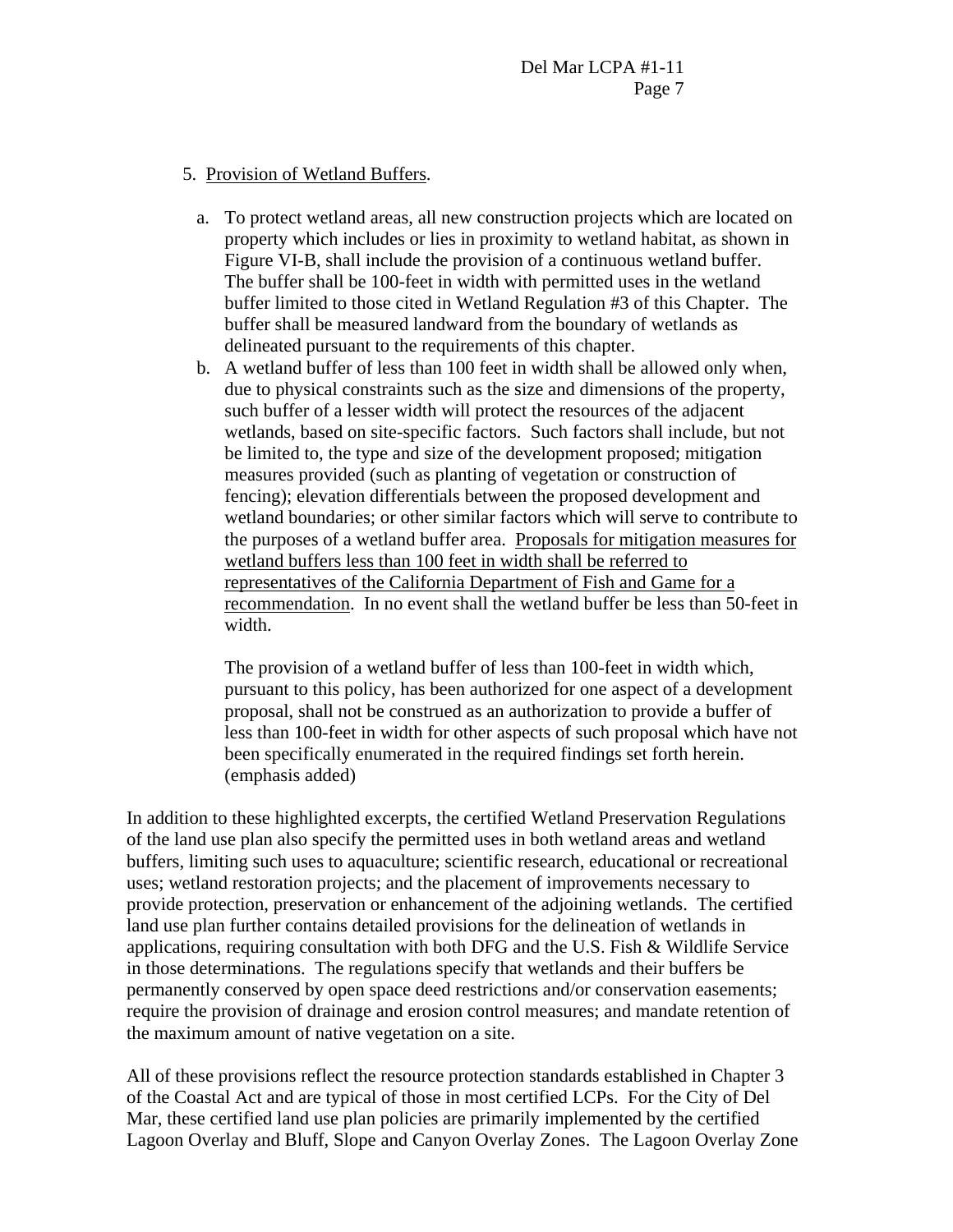5. <u>Provision of Wetland Buffers</u>.

   a. To protect wetland areas, all new construction projects which are located on property which includes or lies in proximity to wetland habitat, as shown in Figure VI-B, shall include the provision of a continuous wetland buffer. The buffer shall be 100-feet in width with permitted uses in the wetland buffer limited to those cited in Wetland Regulation #3 of this Chapter. The buffer shall be measured landward from the boundary of wetlands as delineated pursuant to the requirements of this chapter.
   b. A wetland buffer of less than 100 feet in width shall be allowed only when, due to physical constraints such as the size and dimensions of the property, such buffer of a lesser width will protect the resources of the adjacent wetlands, based on site-specific factors. Such factors shall include, but not be limited to, the type and size of the development proposed; mitigation measures provided (such as planting of vegetation or construction of fencing); elevation differentials between the proposed development and wetland boundaries; or other similar factors which will serve to contribute to the purposes of a wetland buffer area. <u>Proposals for mitigation measures for wetland buffers less than 100 feet in width shall be referred to representatives of the California Department of Fish and Game for a recommendation</u>. In no event shall the wetland buffer be less than 50-feet in width.

      The provision of a wetland buffer of less than 100-feet in width which, pursuant to this policy, has been authorized for one aspect of a development proposal, shall not be construed as an authorization to provide a buffer of less than 100-feet in width for other aspects of such proposal which have not been specifically enumerated in the required findings set forth herein. (emphasis added)

In addition to these highlighted excerpts, the certified Wetland Preservation Regulations of the land use plan also specify the permitted uses in both wetland areas and wetland buffers, limiting such uses to aquaculture; scientific research, educational or recreational uses; wetland restoration projects; and the placement of improvements necessary to provide protection, preservation or enhancement of the adjoining wetlands. The certified land use plan further contains detailed provisions for the delineation of wetlands in applications, requiring consultation with both DFG and the U.S. Fish & Wildlife Service in those determinations. The regulations specify that wetlands and their buffers be permanently conserved by open space deed restrictions and/or conservation easements; require the provision of drainage and erosion control measures; and mandate retention of the maximum amount of native vegetation on a site.

All of these provisions reflect the resource protection standards established in Chapter 3 of the Coastal Act and are typical of those in most certified LCPs. For the City of Del Mar, these certified land use plan policies are primarily implemented by the certified Lagoon Overlay and Bluff, Slope and Canyon Overlay Zones. The Lagoon Overlay Zone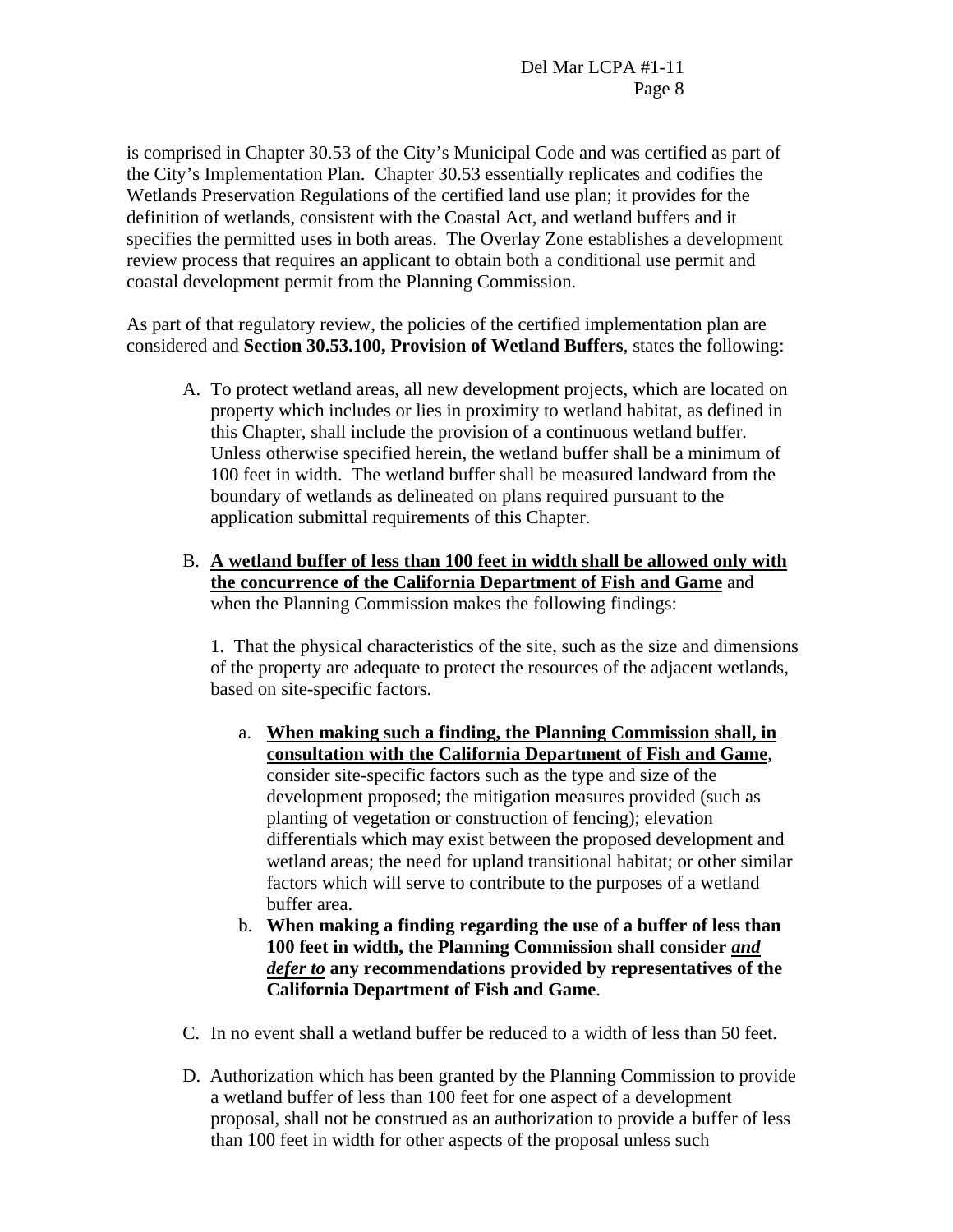is comprised in Chapter 30.53 of the City's Municipal Code and was certified as part of the City's Implementation Plan. Chapter 30.53 essentially replicates and codifies the Wetlands Preservation Regulations of the certified land use plan; it provides for the definition of wetlands, consistent with the Coastal Act, and wetland buffers and it specifies the permitted uses in both areas. The Overlay Zone establishes a development review process that requires an applicant to obtain both a conditional use permit and coastal development permit from the Planning Commission.

As part of that regulatory review, the policies of the certified implementation plan are considered and **Section 30.53.100, Provision of Wetland Buffers**, states the following:

A. To protect wetland areas, all new development projects, which are located on property which includes or lies in proximity to wetland habitat, as defined in this Chapter, shall include the provision of a continuous wetland buffer. Unless otherwise specified herein, the wetland buffer shall be a minimum of 100 feet in width. The wetland buffer shall be measured landward from the boundary of wetlands as delineated on plans required pursuant to the application submittal requirements of this Chapter.

B. <u>**A wetland buffer of less than 100 feet in width shall be allowed only with the concurrence of the California Department of Fish and Game**</u> and when the Planning Commission makes the following findings:

   1. That the physical characteristics of the site, such as the size and dimensions of the property are adequate to protect the resources of the adjacent wetlands, based on site-specific factors.

      a. <u>**When making such a finding, the Planning Commission shall, in consultation with the California Department of Fish and Game**</u>, consider site-specific factors such as the type and size of the development proposed; the mitigation measures provided (such as planting of vegetation or construction of fencing); elevation differentials which may exist between the proposed development and wetland areas; the need for upland transitional habitat; or other similar factors which will serve to contribute to the purposes of a wetland buffer area.

      b. **When making a finding regarding the use of a buffer of less than 100 feet in width, the Planning Commission shall consider <u>*and defer to*</u> any recommendations provided by representatives of the California Department of Fish and Game**.

C. In no event shall a wetland buffer be reduced to a width of less than 50 feet.

D. Authorization which has been granted by the Planning Commission to provide a wetland buffer of less than 100 feet for one aspect of a development proposal, shall not be construed as an authorization to provide a buffer of less than 100 feet in width for other aspects of the proposal unless such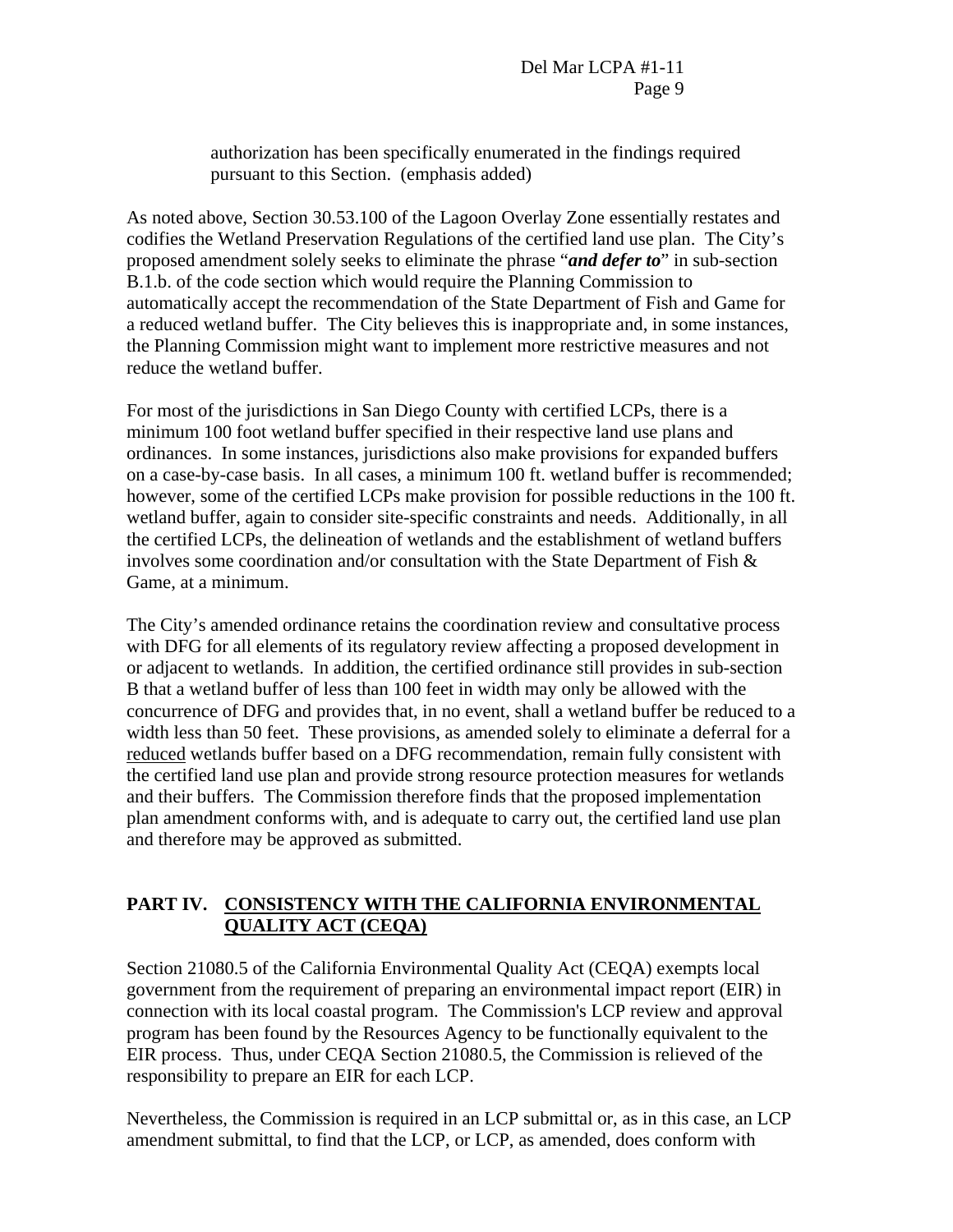> authorization has been specifically enumerated in the findings required pursuant to this Section. (emphasis added)

As noted above, Section 30.53.100 of the Lagoon Overlay Zone essentially restates and codifies the Wetland Preservation Regulations of the certified land use plan. The City's proposed amendment solely seeks to eliminate the phrase "***and defer to***" in sub-section B.1.b. of the code section which would require the Planning Commission to automatically accept the recommendation of the State Department of Fish and Game for a reduced wetland buffer. The City believes this is inappropriate and, in some instances, the Planning Commission might want to implement more restrictive measures and not reduce the wetland buffer.

For most of the jurisdictions in San Diego County with certified LCPs, there is a minimum 100 foot wetland buffer specified in their respective land use plans and ordinances. In some instances, jurisdictions also make provisions for expanded buffers on a case-by-case basis. In all cases, a minimum 100 ft. wetland buffer is recommended; however, some of the certified LCPs make provision for possible reductions in the 100 ft. wetland buffer, again to consider site-specific constraints and needs. Additionally, in all the certified LCPs, the delineation of wetlands and the establishment of wetland buffers involves some coordination and/or consultation with the State Department of Fish & Game, at a minimum.

The City's amended ordinance retains the coordination review and consultative process with DFG for all elements of its regulatory review affecting a proposed development in or adjacent to wetlands. In addition, the certified ordinance still provides in sub-section B that a wetland buffer of less than 100 feet in width may only be allowed with the concurrence of DFG and provides that, in no event, shall a wetland buffer be reduced to a width less than 50 feet. These provisions, as amended solely to eliminate a deferral for a <u>reduced</u> wetlands buffer based on a DFG recommendation, remain fully consistent with the certified land use plan and provide strong resource protection measures for wetlands and their buffers. The Commission therefore finds that the proposed implementation plan amendment conforms with, and is adequate to carry out, the certified land use plan and therefore may be approved as submitted.

## PART IV. <u>CONSISTENCY WITH THE CALIFORNIA ENVIRONMENTAL QUALITY ACT (CEQA)</u>

Section 21080.5 of the California Environmental Quality Act (CEQA) exempts local government from the requirement of preparing an environmental impact report (EIR) in connection with its local coastal program. The Commission's LCP review and approval program has been found by the Resources Agency to be functionally equivalent to the EIR process. Thus, under CEQA Section 21080.5, the Commission is relieved of the responsibility to prepare an EIR for each LCP.

Nevertheless, the Commission is required in an LCP submittal or, as in this case, an LCP amendment submittal, to find that the LCP, or LCP, as amended, does conform with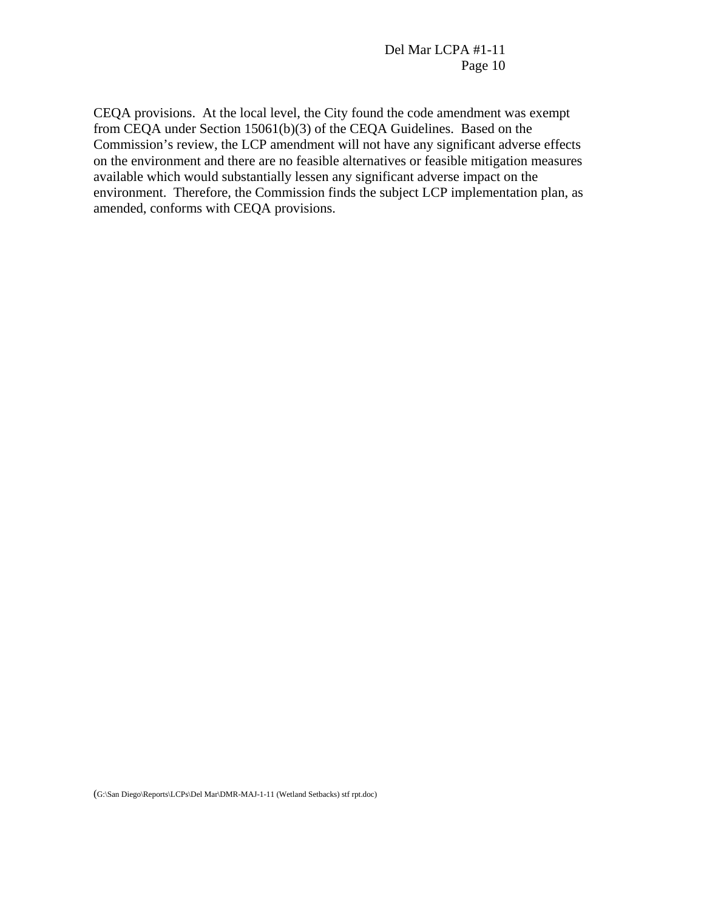CEQA provisions. At the local level, the City found the code amendment was exempt from CEQA under Section 15061(b)(3) of the CEQA Guidelines. Based on the Commission's review, the LCP amendment will not have any significant adverse effects on the environment and there are no feasible alternatives or feasible mitigation measures available which would substantially lessen any significant adverse impact on the environment. Therefore, the Commission finds the subject LCP implementation plan, as amended, conforms with CEQA provisions.

(G:\San Diego\Reports\LCPs\Del Mar\DMR-MAJ-1-11 (Wetland Setbacks) stf rpt.doc)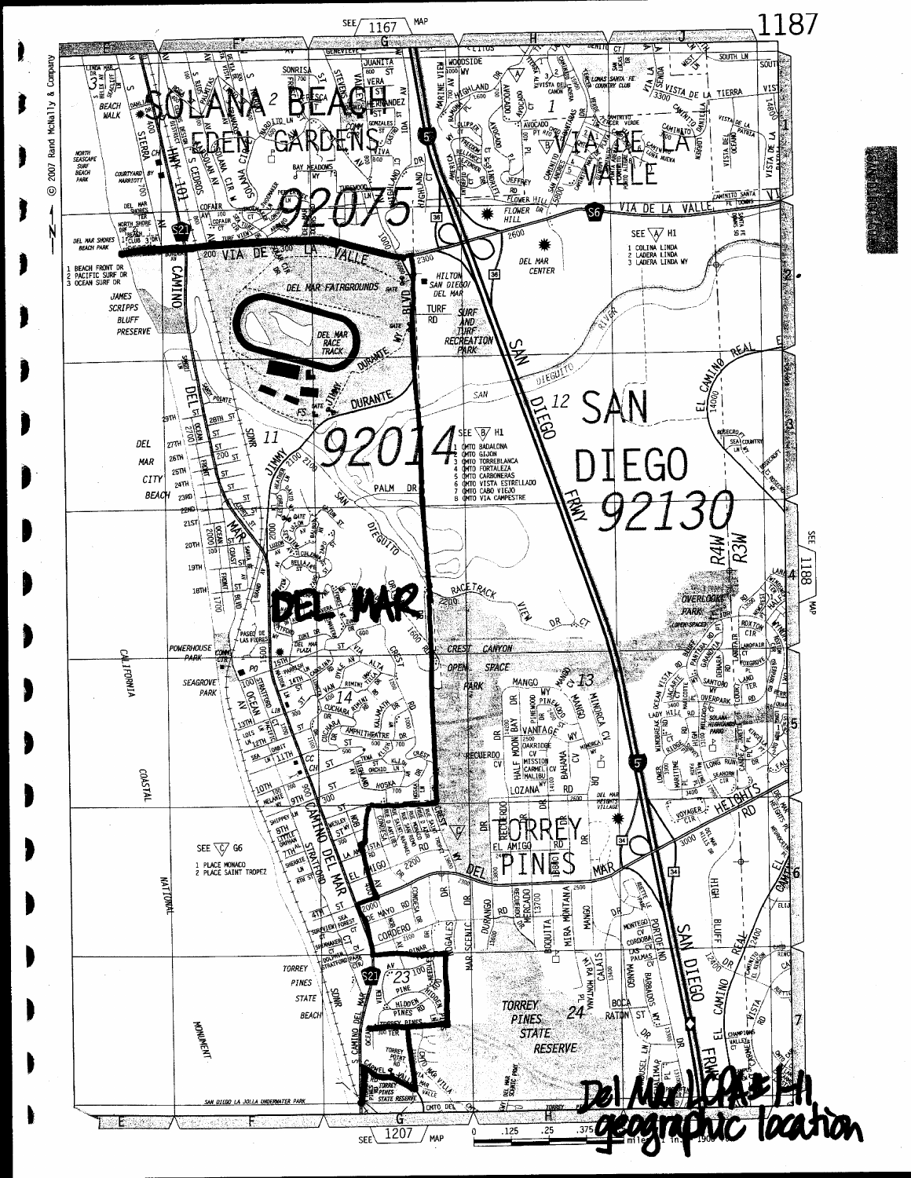Del Mar LCP # H1 geographic location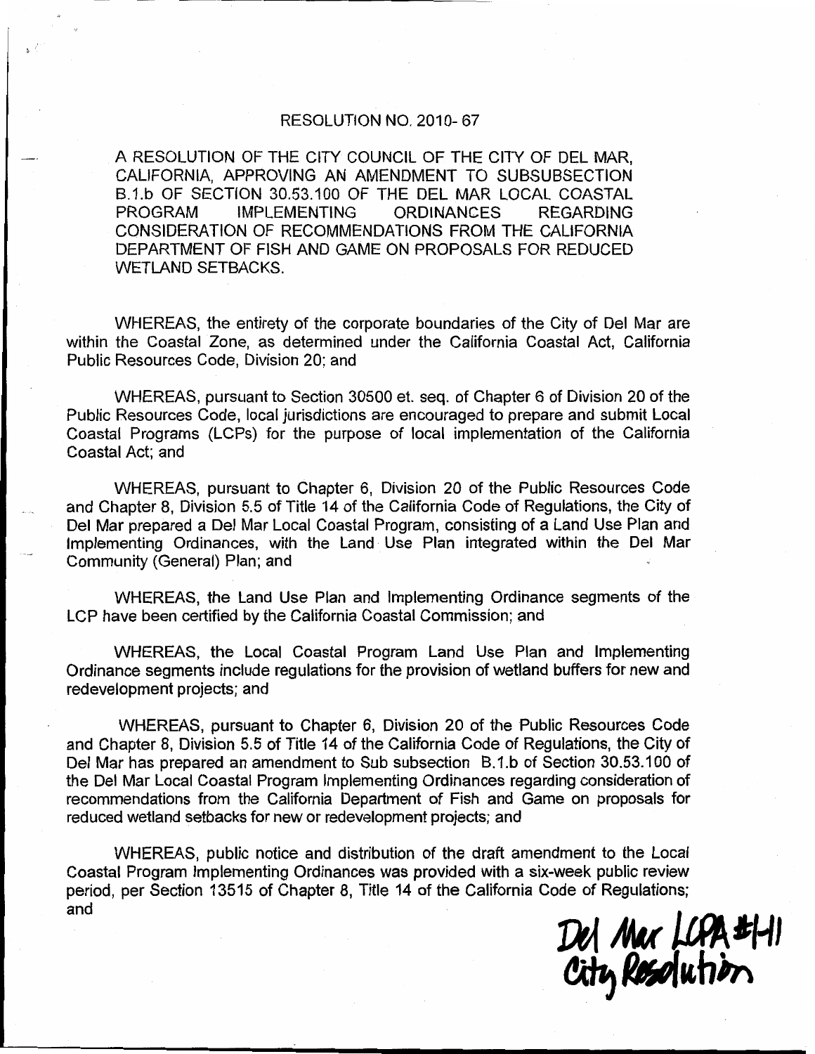RESOLUTION NO. 2010- 67

A RESOLUTION OF THE CITY COUNCIL OF THE CITY OF DEL MAR, CALIFORNIA, APPROVING AN AMENDMENT TO SUBSUBSECTION B.1.b OF SECTION 30.53.100 OF THE DEL MAR LOCAL COASTAL PROGRAM IMPLEMENTING ORDINANCES REGARDING CONSIDERATION OF RECOMMENDATIONS FROM THE CALIFORNIA DEPARTMENT OF FISH AND GAME ON PROPOSALS FOR REDUCED WETLAND SETBACKS.

WHEREAS, the entirety of the corporate boundaries of the City of Del Mar are within the Coastal Zone, as determined under the California Coastal Act, California Public Resources Code, Division 20; and

WHEREAS, pursuant to Section 30500 et. seq. of Chapter 6 of Division 20 of the Public Resources Code, local jurisdictions are encouraged to prepare and submit Local Coastal Programs (LCPs) for the purpose of local implementation of the California Coastal Act; and

WHEREAS, pursuant to Chapter 6, Division 20 of the Public Resources Code and Chapter 8, Division 5.5 of Title 14 of the California Code of Regulations, the City of Del Mar prepared a Del Mar Local Coastal Program, consisting of a Land Use Plan and Implementing Ordinances, with the Land Use Plan integrated within the Del Mar Community (General) Plan; and

WHEREAS, the Land Use Plan and Implementing Ordinance segments of the LCP have been certified by the California Coastal Commission; and

WHEREAS, the Local Coastal Program Land Use Plan and Implementing Ordinance segments include regulations for the provision of wetland buffers for new and redevelopment projects; and

WHEREAS, pursuant to Chapter 6, Division 20 of the Public Resources Code and Chapter 8, Division 5.5 of Title 14 of the California Code of Regulations, the City of Del Mar has prepared an amendment to Sub subsection B.1.b of Section 30.53.100 of the Del Mar Local Coastal Program Implementing Ordinances regarding consideration of recommendations from the California Department of Fish and Game on proposals for reduced wetland setbacks for new or redevelopment projects; and

WHEREAS, public notice and distribution of the draft amendment to the Local Coastal Program Implementing Ordinances was provided with a six-week public review period, per Section 13515 of Chapter 8, Title 14 of the California Code of Regulations; and

Del Mar LCPA #1-11
City Resolution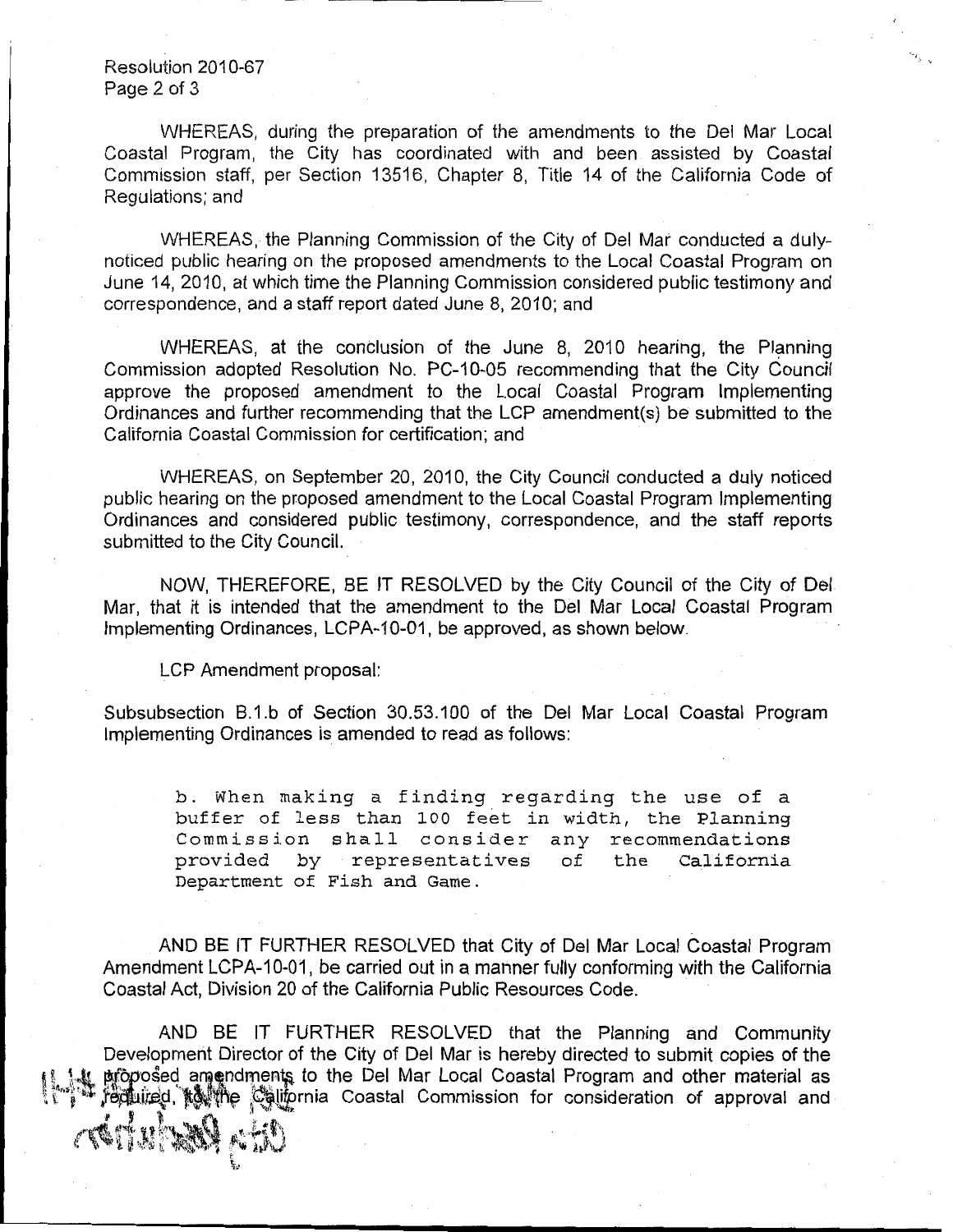Resolution 2010-67

WHEREAS, during the preparation of the amendments to the Del Mar Local Coastal Program, the City has coordinated with and been assisted by Coastal Commission staff, per Section 13516, Chapter 8, Title 14 of the California Code of Regulations; and

WHEREAS, the Planning Commission of the City of Del Mar conducted a duly-noticed public hearing on the proposed amendments to the Local Coastal Program on June 14, 2010, at which time the Planning Commission considered public testimony and correspondence, and a staff report dated June 8, 2010; and

WHEREAS, at the conclusion of the June 8, 2010 hearing, the Planning Commission adopted Resolution No. PC-10-05 recommending that the City Council approve the proposed amendment to the Local Coastal Program Implementing Ordinances and further recommending that the LCP amendment(s) be submitted to the California Coastal Commission for certification; and

WHEREAS, on September 20, 2010, the City Council conducted a duly noticed public hearing on the proposed amendment to the Local Coastal Program Implementing Ordinances and considered public testimony, correspondence, and the staff reports submitted to the City Council.

NOW, THEREFORE, BE IT RESOLVED by the City Council of the City of Del Mar, that it is intended that the amendment to the Del Mar Local Coastal Program Implementing Ordinances, LCPA-10-01, be approved, as shown below.

LCP Amendment proposal:

Subsubsection B.1.b of Section 30.53.100 of the Del Mar Local Coastal Program Implementing Ordinances is amended to read as follows:

> b. When making a finding regarding the use of a buffer of less than 100 feet in width, the Planning Commission shall consider any recommendations provided by representatives of the California Department of Fish and Game.

AND BE IT FURTHER RESOLVED that City of Del Mar Local Coastal Program Amendment LCPA-10-01, be carried out in a manner fully conforming with the California Coastal Act, Division 20 of the California Public Resources Code.

AND BE IT FURTHER RESOLVED that the Planning and Community Development Director of the City of Del Mar is hereby directed to submit copies of the proposed amendments to the Del Mar Local Coastal Program and other material as required, to the California Coastal Commission for consideration of approval and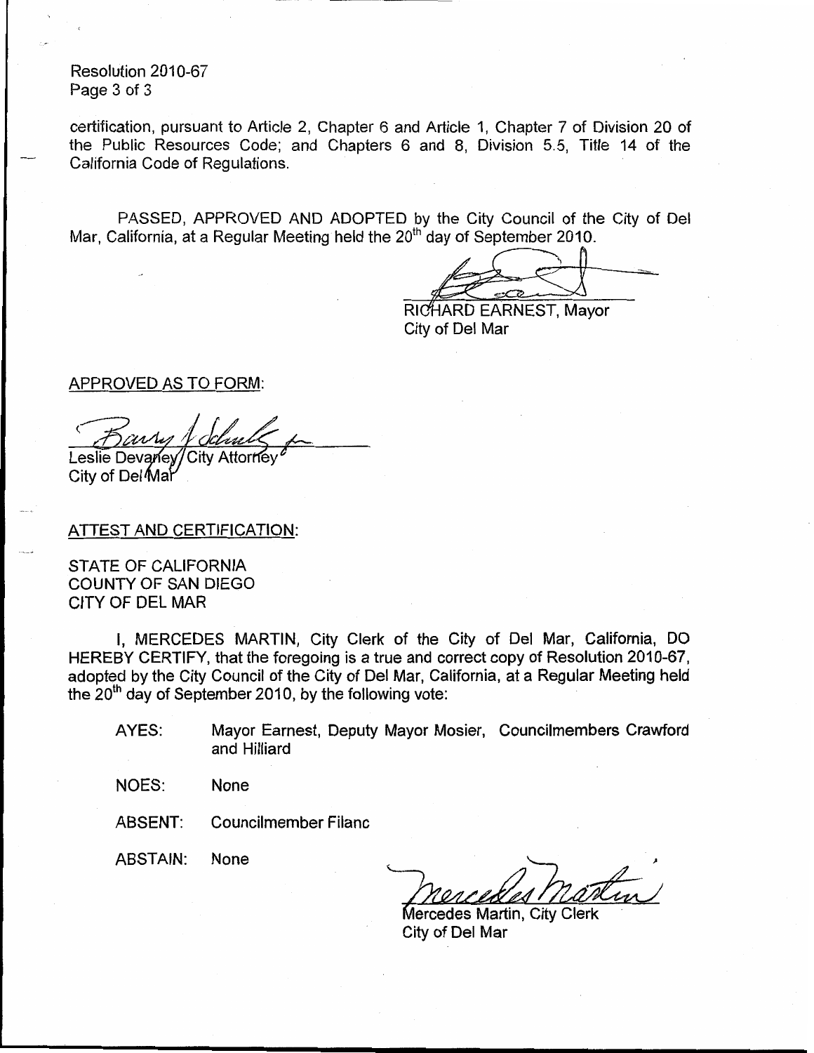certification, pursuant to Article 2, Chapter 6 and Article 1, Chapter 7 of Division 20 of the Public Resources Code; and Chapters 6 and 8, Division 5.5, Title 14 of the California Code of Regulations.

PASSED, APPROVED AND ADOPTED by the City Council of the City of Del Mar, California, at a Regular Meeting held the 20th day of September 2010.

RICHARD EARNEST, Mayor
City of Del Mar

APPROVED AS TO FORM:

Leslie Devaney City Attorney
City of Del Mar

ATTEST AND CERTIFICATION:

STATE OF CALIFORNIA
COUNTY OF SAN DIEGO
CITY OF DEL MAR

I, MERCEDES MARTIN, City Clerk of the City of Del Mar, California, DO HEREBY CERTIFY, that the foregoing is a true and correct copy of Resolution 2010-67, adopted by the City Council of the City of Del Mar, California, at a Regular Meeting held the 20th day of September 2010, by the following vote:

AYES: Mayor Earnest, Deputy Mayor Mosier, Councilmembers Crawford and Hilliard

NOES: None

ABSENT: Councilmember Filanc

ABSTAIN: None

Mercedes Martin, City Clerk
City of Del Mar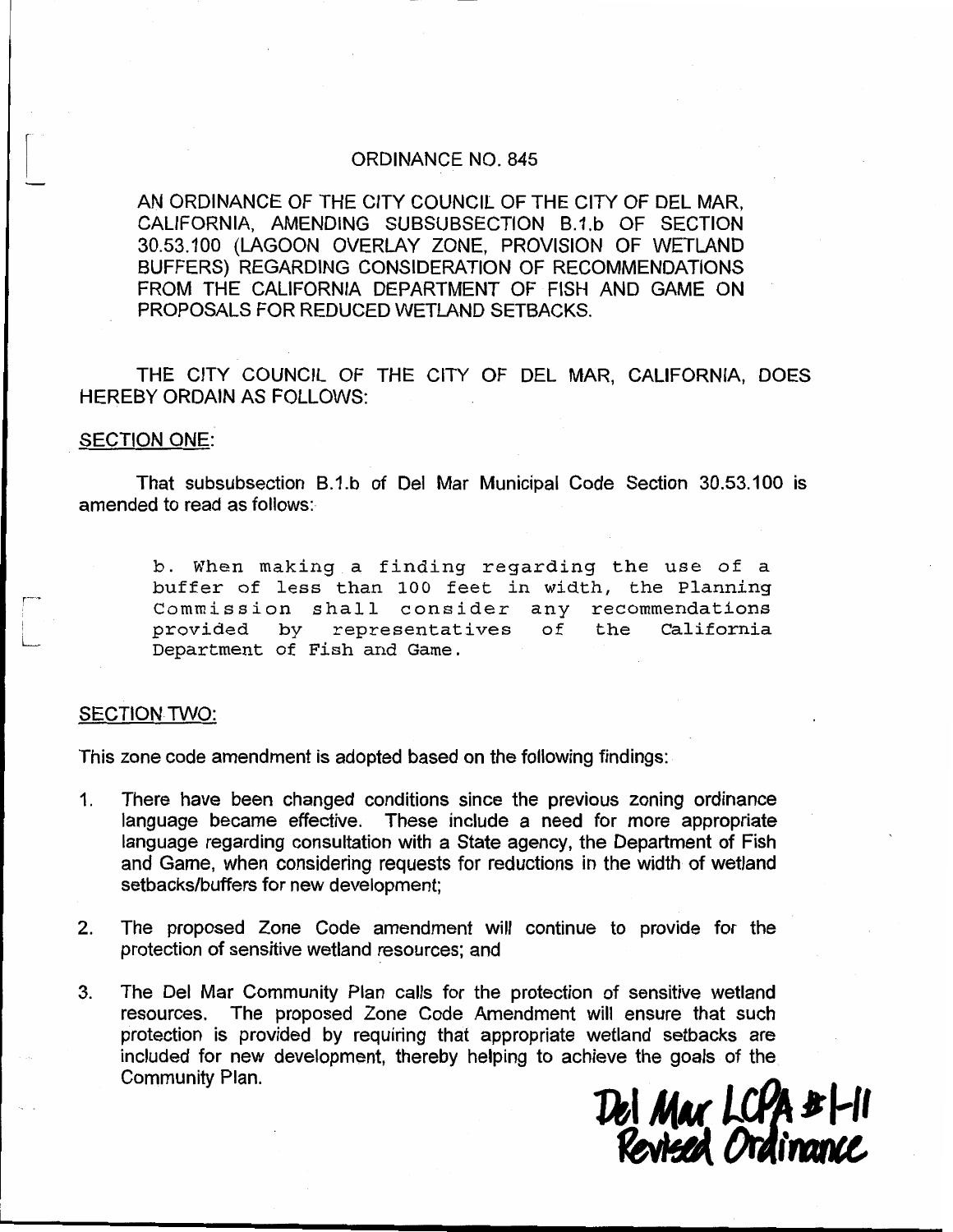# ORDINANCE NO. 845

AN ORDINANCE OF THE CITY COUNCIL OF THE CITY OF DEL MAR, CALIFORNIA, AMENDING SUBSUBSECTION B.1.b OF SECTION 30.53.100 (LAGOON OVERLAY ZONE, PROVISION OF WETLAND BUFFERS) REGARDING CONSIDERATION OF RECOMMENDATIONS FROM THE CALIFORNIA DEPARTMENT OF FISH AND GAME ON PROPOSALS FOR REDUCED WETLAND SETBACKS.

THE CITY COUNCIL OF THE CITY OF DEL MAR, CALIFORNIA, DOES HEREBY ORDAIN AS FOLLOWS:

## SECTION ONE:

That subsubsection B.1.b of Del Mar Municipal Code Section 30.53.100 is amended to read as follows:

> b. When making a finding regarding the use of a buffer of less than 100 feet in width, the Planning Commission shall consider any recommendations provided by representatives of the California Department of Fish and Game.

## SECTION TWO:

This zone code amendment is adopted based on the following findings:

1. There have been changed conditions since the previous zoning ordinance language became effective. These include a need for more appropriate language regarding consultation with a State agency, the Department of Fish and Game, when considering requests for reductions in the width of wetland setbacks/buffers for new development;
2. The proposed Zone Code amendment will continue to provide for the protection of sensitive wetland resources; and
3. The Del Mar Community Plan calls for the protection of sensitive wetland resources. The proposed Zone Code Amendment will ensure that such protection is provided by requiring that appropriate wetland setbacks are included for new development, thereby helping to achieve the goals of the Community Plan.

Del Mar LCPA #1-11
Revised Ordinance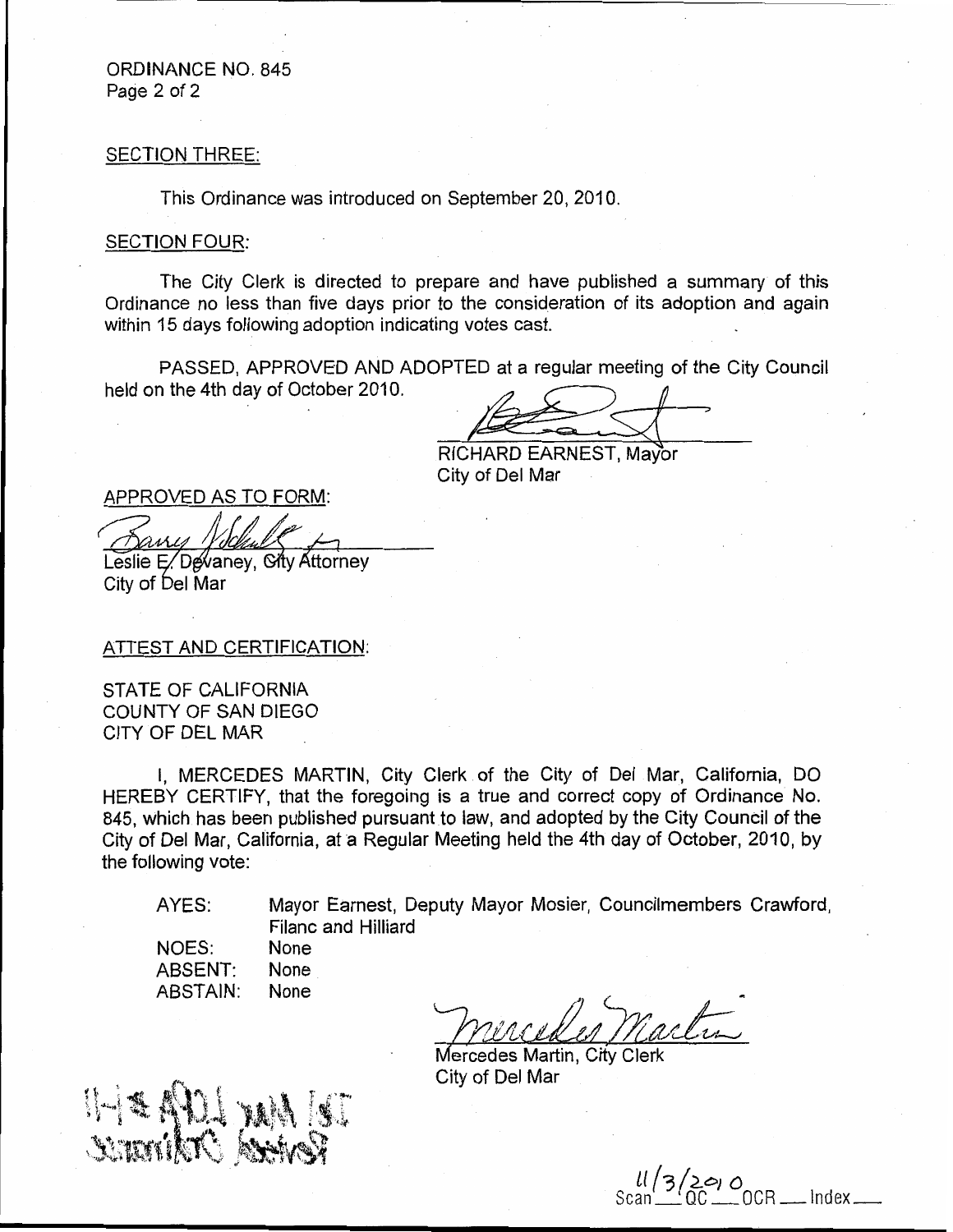ORDINANCE NO. 845
Page 2 of 2

SECTION THREE:

This Ordinance was introduced on September 20, 2010.

SECTION FOUR:

The City Clerk is directed to prepare and have published a summary of this Ordinance no less than five days prior to the consideration of its adoption and again within 15 days following adoption indicating votes cast.

PASSED, APPROVED AND ADOPTED at a regular meeting of the City Council held on the 4th day of October 2010.

RICHARD EARNEST, Mayor
City of Del Mar

APPROVED AS TO FORM:

Leslie E. Devaney, City Attorney
City of Del Mar

ATTEST AND CERTIFICATION:

STATE OF CALIFORNIA
COUNTY OF SAN DIEGO
CITY OF DEL MAR

I, MERCEDES MARTIN, City Clerk of the City of Del Mar, California, DO HEREBY CERTIFY, that the foregoing is a true and correct copy of Ordinance No. 845, which has been published pursuant to law, and adopted by the City Council of the City of Del Mar, California, at a Regular Meeting held the 4th day of October, 2010, by the following vote:

| | |
|---|---|
| AYES: | Mayor Earnest, Deputy Mayor Mosier, Councilmembers Crawford, Filanc and Hilliard |
| NOES: | None |
| ABSENT: | None |
| ABSTAIN: | None |

Mercedes Martin, City Clerk
City of Del Mar

Scan 11/3/2010 QC ___ OCR ___ Index ___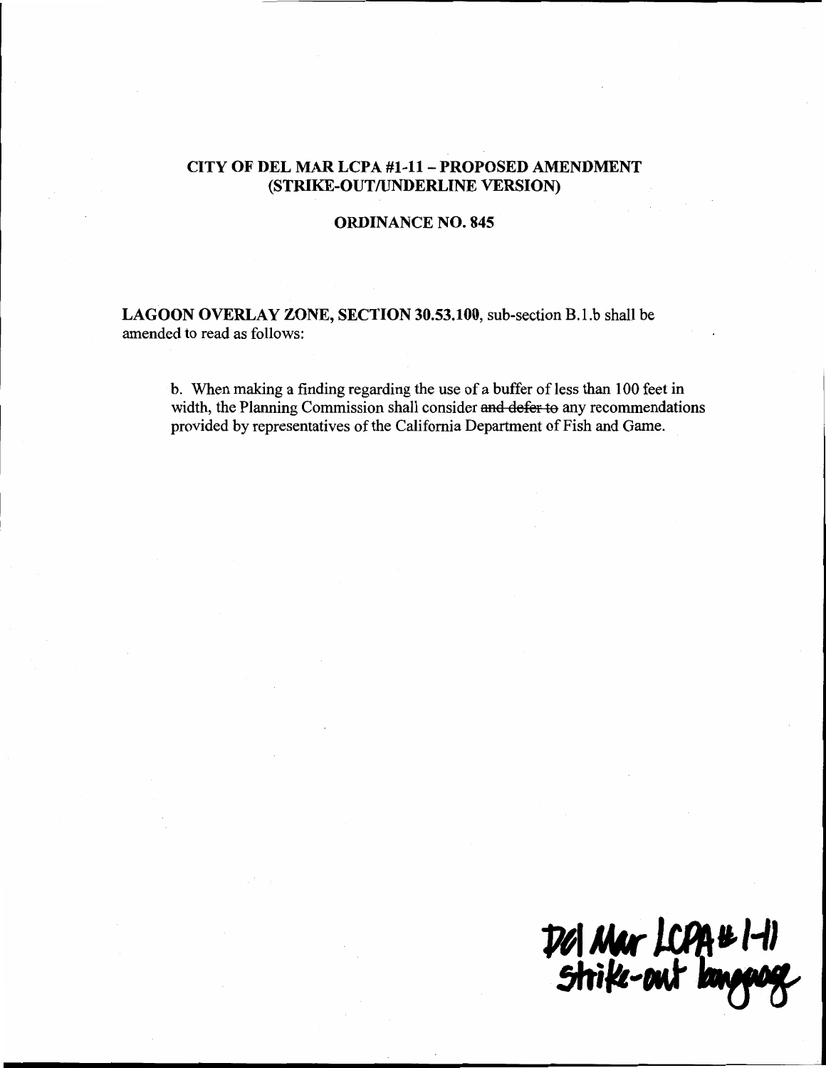**CITY OF DEL MAR LCPA #1-11 – PROPOSED AMENDMENT (STRIKE-OUT/UNDERLINE VERSION)**

**ORDINANCE NO. 845**

**LAGOON OVERLAY ZONE, SECTION 30.53.100**, sub-section B.1.b shall be amended to read as follows:

> b. When making a finding regarding the use of a buffer of less than 100 feet in width, the Planning Commission shall consider ~~and defer to~~ any recommendations provided by representatives of the California Department of Fish and Game.

Del Mar LCPA # 1-11
Strike-out language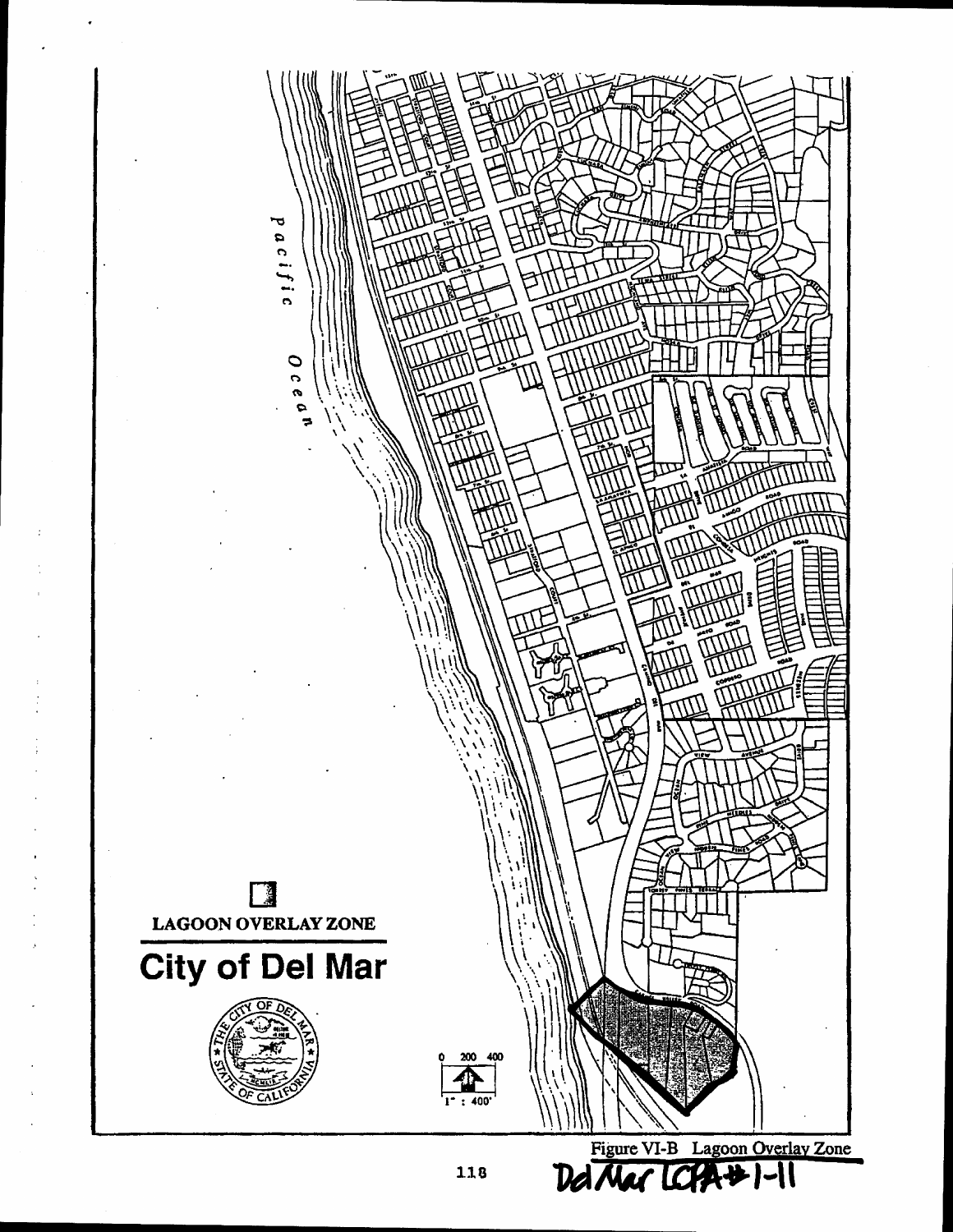Pacific Ocean

LAGOON OVERLAY ZONE

# City of Del Mar

0 200 400

1" : 400'

Figure VI-B Lagoon Overlay Zone

Del Mar LCPA #1-11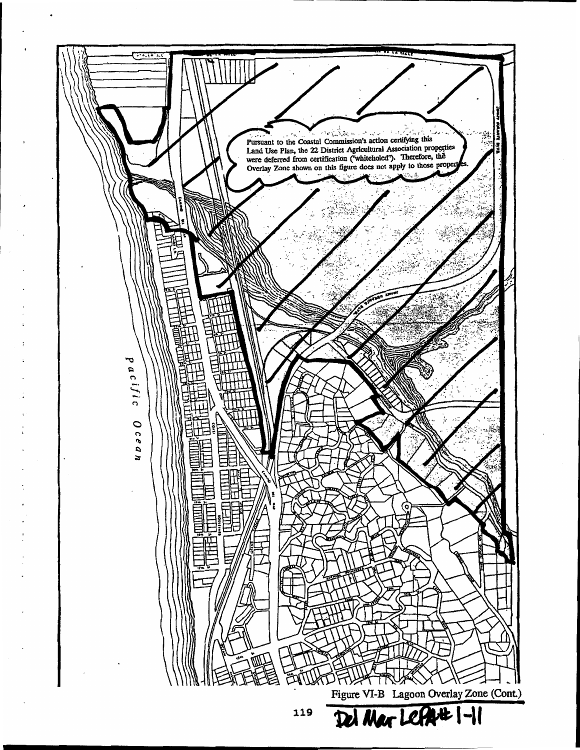Pursuant to the Coastal Commission's action certifying this Land Use Plan, the 22 District Agricultural Association properties were deferred from certification ("whiteholed"). Therefore, the Overlay Zone shown on this figure does not apply to those properties.

Pacific Ocean

Figure VI-B Lagoon Overlay Zone (Cont.)

Del Mar LCPA# 1-11